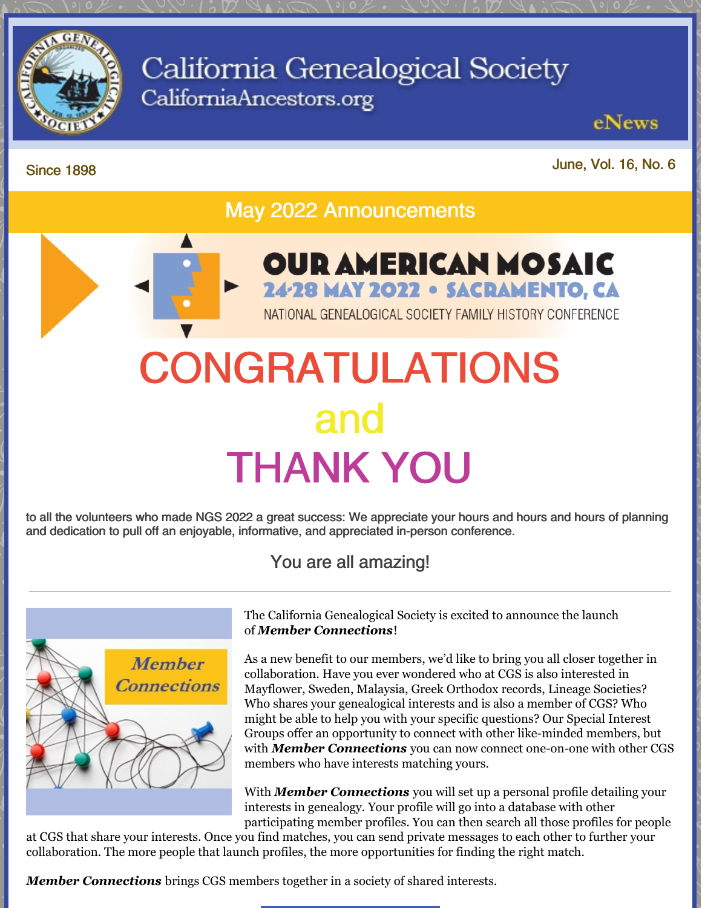# California Genealogical Society

CaliforniaAncestors.org

eNews

Since 1898

June, Vol. 16, No. 6

## May 2022 Announcements

OUR AMERICAN MOSAIC

24-28 MAY 2022 • SACRAMENTO, CA

NATIONAL GENEALOGICAL SOCIETY FAMILY HISTORY CONFERENCE

# CONGRATULATIONS

# and

# THANK YOU

to all the volunteers who made NGS 2022 a great success: We appreciate your hours and hours and hours of planning and dedication to pull off an enjoyable, informative, and appreciated in-person conference.

You are all amazing!

---

*Member Connections*

The California Genealogical Society is excited to announce the launch of ***Member Connections***!

As a new benefit to our members, we'd like to bring you all closer together in collaboration. Have you ever wondered who at CGS is also interested in Mayflower, Sweden, Malaysia, Greek Orthodox records, Lineage Societies? Who shares your genealogical interests and is also a member of CGS? Who might be able to help you with your specific questions? Our Special Interest Groups offer an opportunity to connect with other like-minded members, but with ***Member Connections*** you can now connect one-on-one with other CGS members who have interests matching yours.

With ***Member Connections*** you will set up a personal profile detailing your interests in genealogy. Your profile will go into a database with other participating member profiles. You can then search all those profiles for people at CGS that share your interests. Once you find matches, you can send private messages to each other to further your collaboration. The more people that launch profiles, the more opportunities for finding the right match.

***Member Connections*** brings CGS members together in a society of shared interests.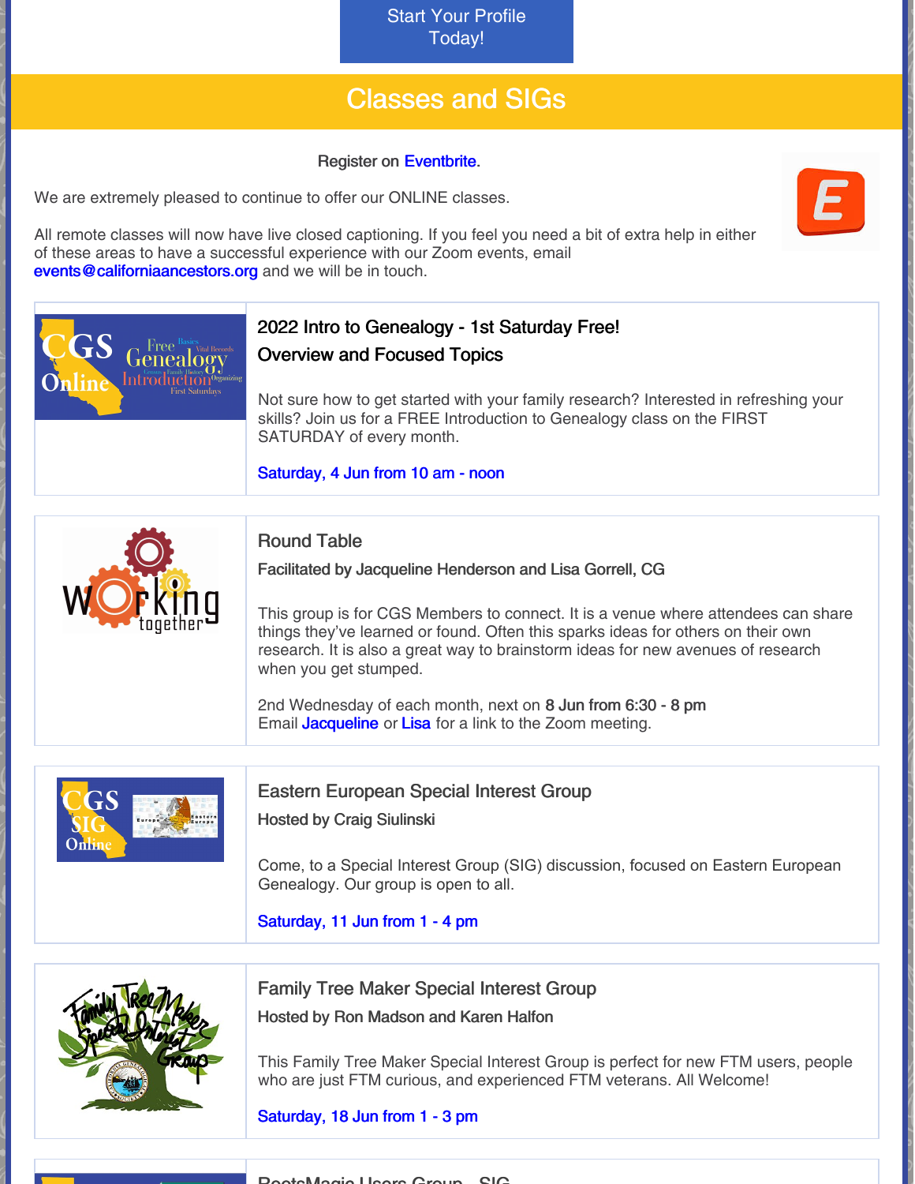Start Your Profile Today!

## Classes and SIGs

Register on Eventbrite.

We are extremely pleased to continue to offer our ONLINE classes.

All remote classes will now have live closed captioning. If you feel you need a bit of extra help in either of these areas to have a successful experience with our Zoom events, email events@californiaancestors.org and we will be in touch.

### 2022 Intro to Genealogy - 1st Saturday Free!

**Overview and Focused Topics**

Not sure how to get started with your family research? Interested in refreshing your skills? Join us for a FREE Introduction to Genealogy class on the FIRST SATURDAY of every month.

Saturday, 4 Jun from 10 am - noon

### Round Table

**Facilitated by Jacqueline Henderson and Lisa Gorrell, CG**

This group is for CGS Members to connect. It is a venue where attendees can share things they've learned or found. Often this sparks ideas for others on their own research. It is also a great way to brainstorm ideas for new avenues of research when you get stumped.

2nd Wednesday of each month, next on **8 Jun from 6:30 - 8 pm**
Email Jacqueline or Lisa for a link to the Zoom meeting.

### Eastern European Special Interest Group

**Hosted by Craig Siulinski**

Come, to a Special Interest Group (SIG) discussion, focused on Eastern European Genealogy. Our group is open to all.

Saturday, 11 Jun from 1 - 4 pm

### Family Tree Maker Special Interest Group

**Hosted by Ron Madson and Karen Halfon**

This Family Tree Maker Special Interest Group is perfect for new FTM users, people who are just FTM curious, and experienced FTM veterans. All Welcome!

Saturday, 18 Jun from 1 - 3 pm

### RootsMagic Users Group - SIG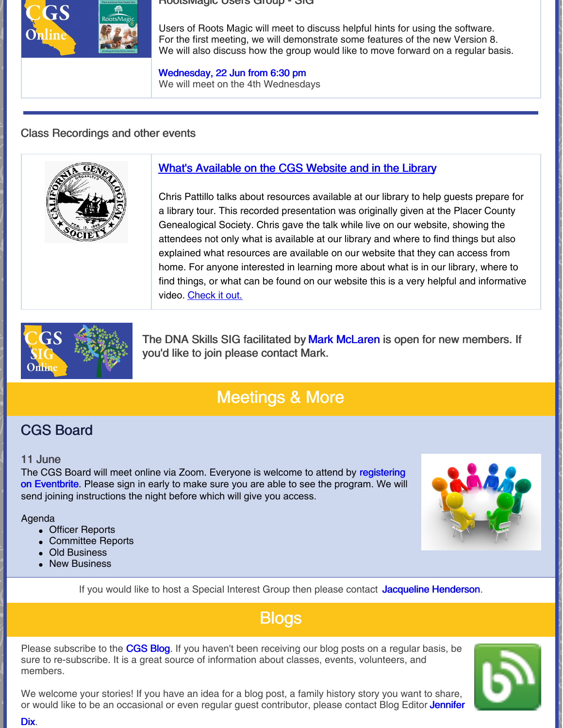RootsMagic Users Group - SIG

Users of Roots Magic will meet to discuss helpful hints for using the software. For the first meeting, we will demonstrate some features of the new Version 8. We will also discuss how the group would like to move forward on a regular basis.

Wednesday, 22 Jun from 6:30 pm
We will meet on the 4th Wednesdays

Class Recordings and other events

### What's Available on the CGS Website and in the Library

Chris Pattillo talks about resources available at our library to help guests prepare for a library tour. This recorded presentation was originally given at the Placer County Genealogical Society. Chris gave the talk while live on our website, showing the attendees not only what is available at our library and where to find things but also explained what resources are available on our website that they can access from home. For anyone interested in learning more about what is in our library, where to find things, or what can be found on our website this is a very helpful and informative video. Check it out.

The DNA Skills SIG facilitated by Mark McLaren is open for new members. If you'd like to join please contact Mark.

# Meetings & More

## CGS Board

11 June
The CGS Board will meet online via Zoom. Everyone is welcome to attend by registering on Eventbrite. Please sign in early to make sure you are able to see the program. We will send joining instructions the night before which will give you access.

Agenda
- Officer Reports
- Committee Reports
- Old Business
- New Business

If you would like to host a Special Interest Group then please contact Jacqueline Henderson.

# Blogs

Please subscribe to the CGS Blog. If you haven't been receiving our blog posts on a regular basis, be sure to re-subscribe. It is a great source of information about classes, events, volunteers, and members.

We welcome your stories! If you have an idea for a blog post, a family history story you want to share, or would like to be an occasional or even regular guest contributor, please contact Blog Editor Jennifer Dix.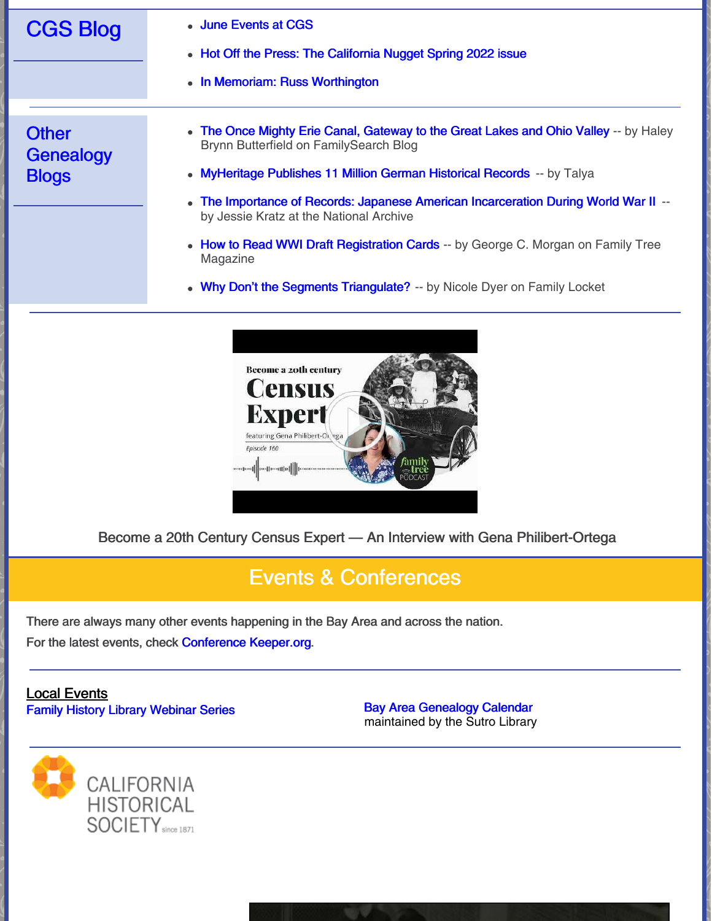## CGS Blog

- June Events at CGS
- Hot Off the Press: The California Nugget Spring 2022 issue
- In Memoriam: Russ Worthington

## Other Genealogy Blogs

- The Once Mighty Erie Canal, Gateway to the Great Lakes and Ohio Valley -- by Haley Brynn Butterfield on FamilySearch Blog
- MyHeritage Publishes 11 Million German Historical Records -- by Talya
- The Importance of Records: Japanese American Incarceration During World War II -- by Jessie Kratz at the National Archive
- How to Read WWI Draft Registration Cards -- by George C. Morgan on Family Tree Magazine
- Why Don't the Segments Triangulate? -- by Nicole Dyer on Family Locket

Become a 20th Century Census Expert — An Interview with Gena Philibert-Ortega

## Events & Conferences

There are always many other events happening in the Bay Area and across the nation.

For the latest events, check Conference Keeper.org.

**Local Events**

Family History Library Webinar Series

Bay Area Genealogy Calendar
maintained by the Sutro Library

CALIFORNIA HISTORICAL SOCIETY since 1871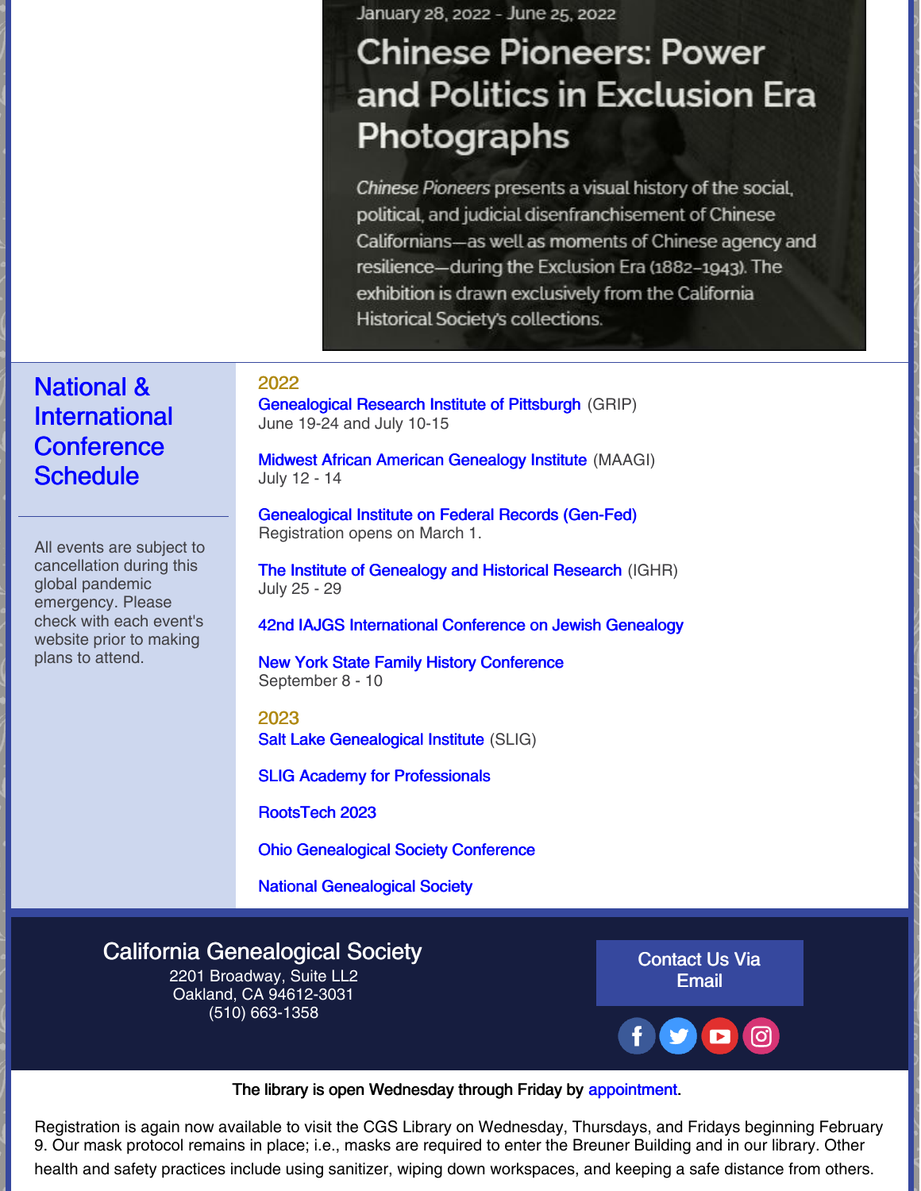January 28, 2022 - June 25, 2022

## Chinese Pioneers: Power and Politics in Exclusion Era Photographs

*Chinese Pioneers* presents a visual history of the social, political, and judicial disenfranchisement of Chinese Californians—as well as moments of Chinese agency and resilience—during the Exclusion Era (1882–1943). The exhibition is drawn exclusively from the California Historical Society's collections.

## National & International Conference Schedule

All events are subject to cancellation during this global pandemic emergency. Please check with each event's website prior to making plans to attend.

### 2022

Genealogical Research Institute of Pittsburgh (GRIP)
June 19-24 and July 10-15

Midwest African American Genealogy Institute (MAAGI)
July 12 - 14

Genealogical Institute on Federal Records (Gen-Fed)
Registration opens on March 1.

The Institute of Genealogy and Historical Research (IGHR)
July 25 - 29

42nd IAJGS International Conference on Jewish Genealogy

New York State Family History Conference
September 8 - 10

### 2023

Salt Lake Genealogical Institute (SLIG)

SLIG Academy for Professionals

RootsTech 2023

Ohio Genealogical Society Conference

National Genealogical Society

**California Genealogical Society**
2201 Broadway, Suite LL2
Oakland, CA 94612-3031
(510) 663-1358

Contact Us Via Email

The library is open Wednesday through Friday by appointment.

Registration is again now available to visit the CGS Library on Wednesday, Thursdays, and Fridays beginning February 9. Our mask protocol remains in place; i.e., masks are required to enter the Breuner Building and in our library. Other health and safety practices include using sanitizer, wiping down workspaces, and keeping a safe distance from others.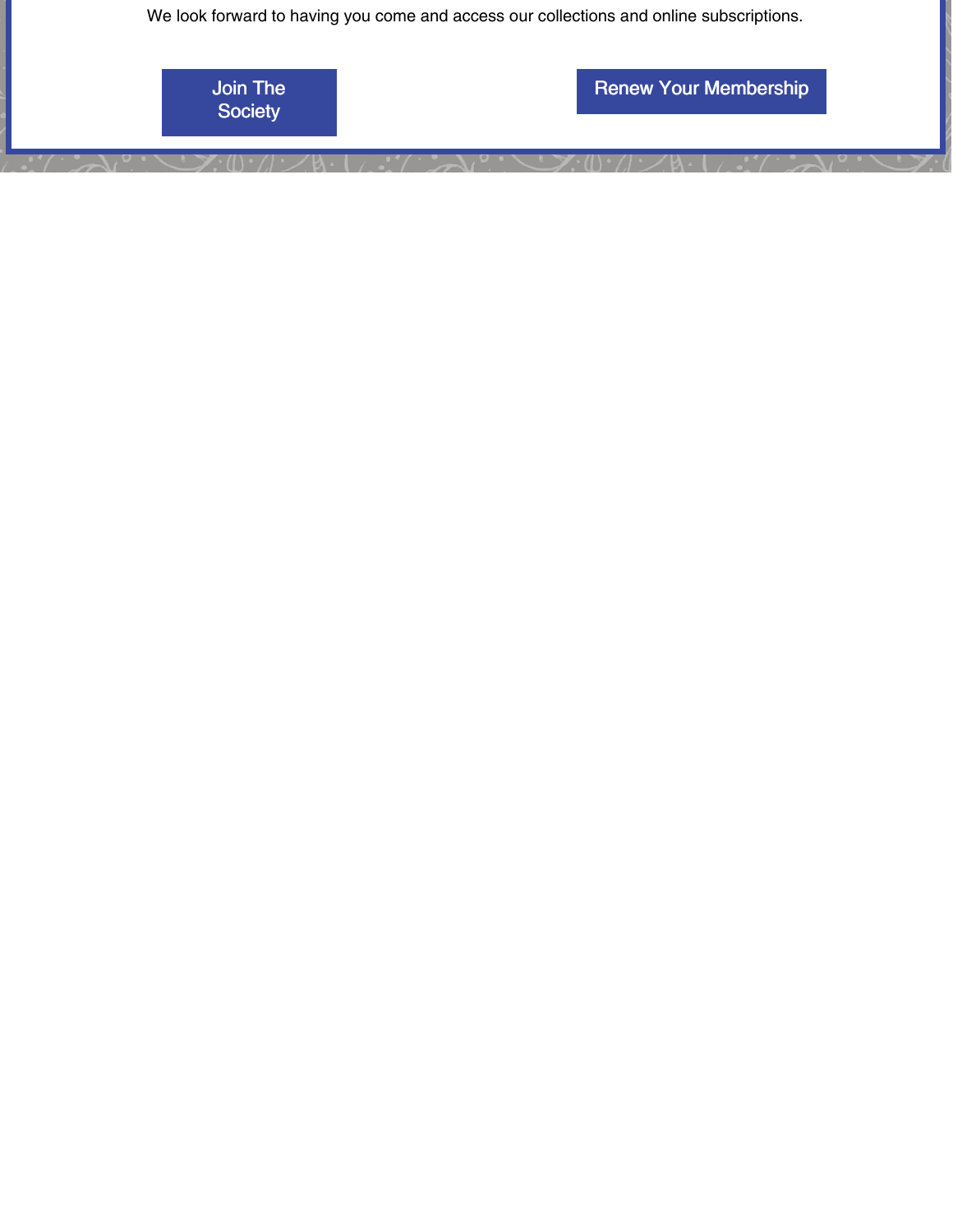We look forward to having you come and access our collections and online subscriptions.

Join The Society

Renew Your Membership